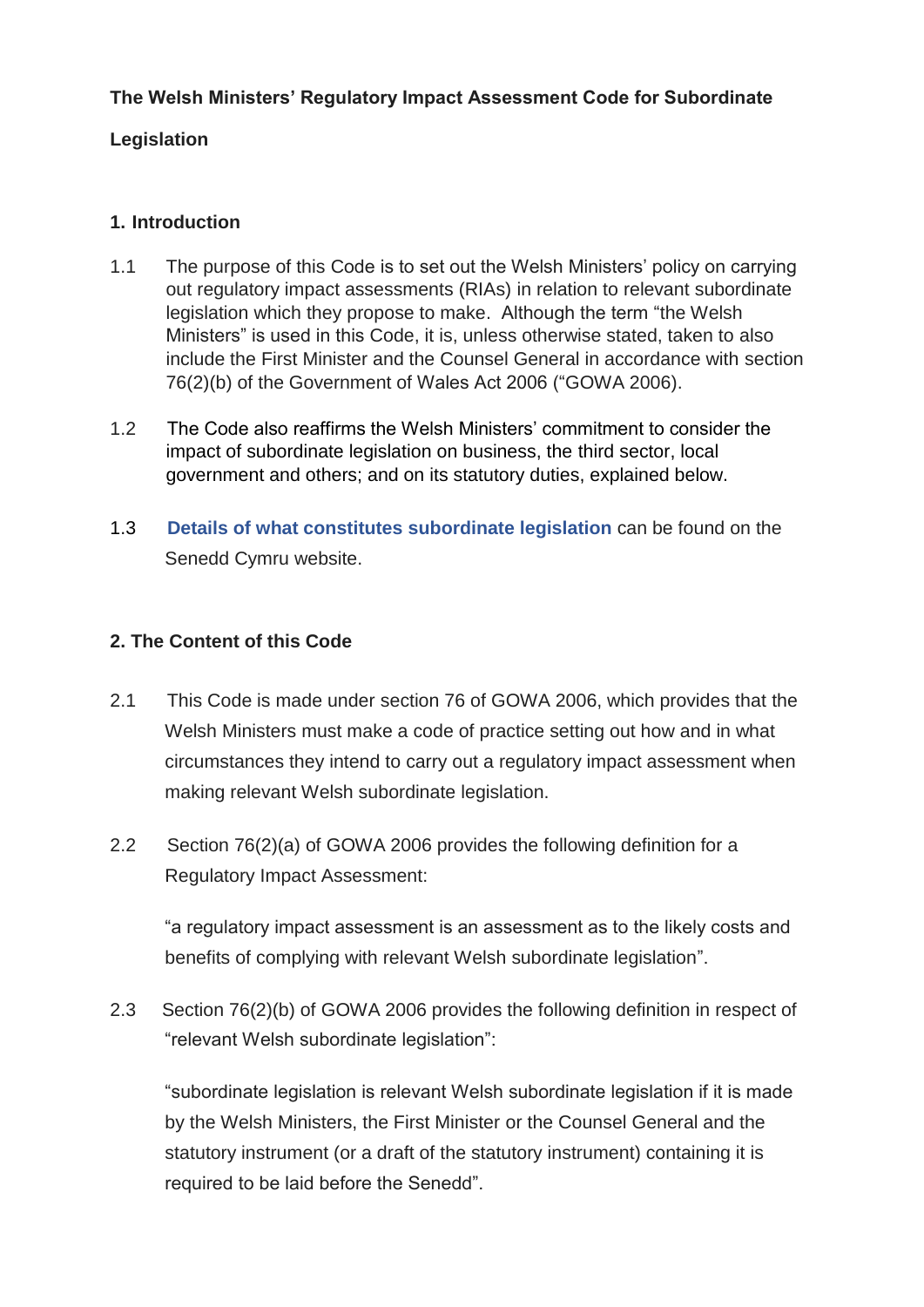**The Welsh Ministers' Regulatory Impact Assessment Code for Subordinate Legislation**

## 1. Introduction

1.1 The purpose of this Code is to set out the Welsh Ministers' policy on carrying out regulatory impact assessments (RIAs) in relation to relevant subordinate legislation which they propose to make. Although the term "the Welsh Ministers" is used in this Code, it is, unless otherwise stated, taken to also include the First Minister and the Counsel General in accordance with section 76(2)(b) of the Government of Wales Act 2006 ("GOWA 2006).

1.2 The Code also reaffirms the Welsh Ministers' commitment to consider the impact of subordinate legislation on business, the third sector, local government and others; and on its statutory duties, explained below.

1.3 **Details of what constitutes subordinate legislation** can be found on the Senedd Cymru website.

## 2. The Content of this Code

2.1 This Code is made under section 76 of GOWA 2006, which provides that the Welsh Ministers must make a code of practice setting out how and in what circumstances they intend to carry out a regulatory impact assessment when making relevant Welsh subordinate legislation.

2.2 Section 76(2)(a) of GOWA 2006 provides the following definition for a Regulatory Impact Assessment:

"a regulatory impact assessment is an assessment as to the likely costs and benefits of complying with relevant Welsh subordinate legislation".

2.3 Section 76(2)(b) of GOWA 2006 provides the following definition in respect of "relevant Welsh subordinate legislation":

"subordinate legislation is relevant Welsh subordinate legislation if it is made by the Welsh Ministers, the First Minister or the Counsel General and the statutory instrument (or a draft of the statutory instrument) containing it is required to be laid before the Senedd".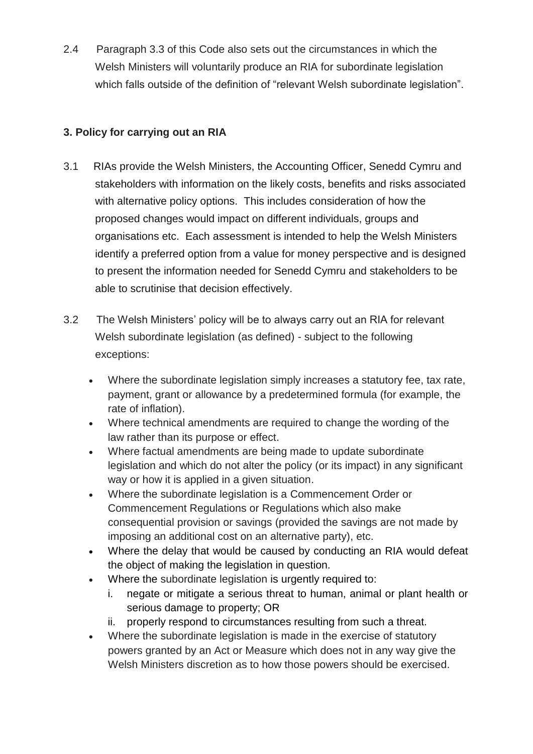2.4 Paragraph 3.3 of this Code also sets out the circumstances in which the Welsh Ministers will voluntarily produce an RIA for subordinate legislation which falls outside of the definition of "relevant Welsh subordinate legislation".

### 3. Policy for carrying out an RIA

3.1 RIAs provide the Welsh Ministers, the Accounting Officer, Senedd Cymru and stakeholders with information on the likely costs, benefits and risks associated with alternative policy options. This includes consideration of how the proposed changes would impact on different individuals, groups and organisations etc. Each assessment is intended to help the Welsh Ministers identify a preferred option from a value for money perspective and is designed to present the information needed for Senedd Cymru and stakeholders to be able to scrutinise that decision effectively.

3.2 The Welsh Ministers' policy will be to always carry out an RIA for relevant Welsh subordinate legislation (as defined) - subject to the following exceptions:

- Where the subordinate legislation simply increases a statutory fee, tax rate, payment, grant or allowance by a predetermined formula (for example, the rate of inflation).
- Where technical amendments are required to change the wording of the law rather than its purpose or effect.
- Where factual amendments are being made to update subordinate legislation and which do not alter the policy (or its impact) in any significant way or how it is applied in a given situation.
- Where the subordinate legislation is a Commencement Order or Commencement Regulations or Regulations which also make consequential provision or savings (provided the savings are not made by imposing an additional cost on an alternative party), etc.
- Where the delay that would be caused by conducting an RIA would defeat the object of making the legislation in question.
- Where the subordinate legislation is urgently required to:
    i. negate or mitigate a serious threat to human, animal or plant health or serious damage to property; OR
    ii. properly respond to circumstances resulting from such a threat.
- Where the subordinate legislation is made in the exercise of statutory powers granted by an Act or Measure which does not in any way give the Welsh Ministers discretion as to how those powers should be exercised.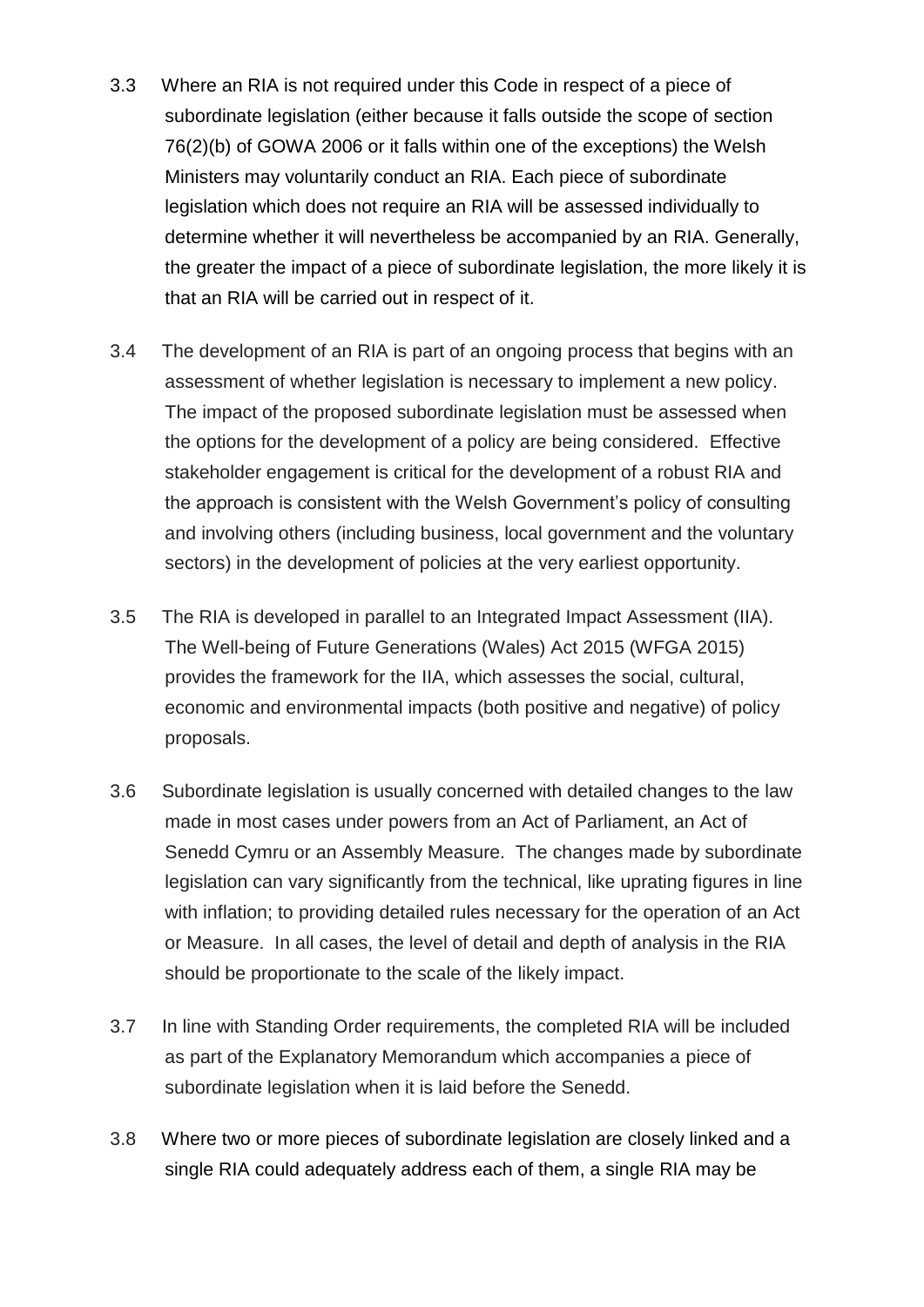3.3 Where an RIA is not required under this Code in respect of a piece of subordinate legislation (either because it falls outside the scope of section 76(2)(b) of GOWA 2006 or it falls within one of the exceptions) the Welsh Ministers may voluntarily conduct an RIA. Each piece of subordinate legislation which does not require an RIA will be assessed individually to determine whether it will nevertheless be accompanied by an RIA. Generally, the greater the impact of a piece of subordinate legislation, the more likely it is that an RIA will be carried out in respect of it.

3.4 The development of an RIA is part of an ongoing process that begins with an assessment of whether legislation is necessary to implement a new policy. The impact of the proposed subordinate legislation must be assessed when the options for the development of a policy are being considered. Effective stakeholder engagement is critical for the development of a robust RIA and the approach is consistent with the Welsh Government's policy of consulting and involving others (including business, local government and the voluntary sectors) in the development of policies at the very earliest opportunity.

3.5 The RIA is developed in parallel to an Integrated Impact Assessment (IIA). The Well-being of Future Generations (Wales) Act 2015 (WFGA 2015) provides the framework for the IIA, which assesses the social, cultural, economic and environmental impacts (both positive and negative) of policy proposals.

3.6 Subordinate legislation is usually concerned with detailed changes to the law made in most cases under powers from an Act of Parliament, an Act of Senedd Cymru or an Assembly Measure. The changes made by subordinate legislation can vary significantly from the technical, like uprating figures in line with inflation; to providing detailed rules necessary for the operation of an Act or Measure. In all cases, the level of detail and depth of analysis in the RIA should be proportionate to the scale of the likely impact.

3.7 In line with Standing Order requirements, the completed RIA will be included as part of the Explanatory Memorandum which accompanies a piece of subordinate legislation when it is laid before the Senedd.

3.8 Where two or more pieces of subordinate legislation are closely linked and a single RIA could adequately address each of them, a single RIA may be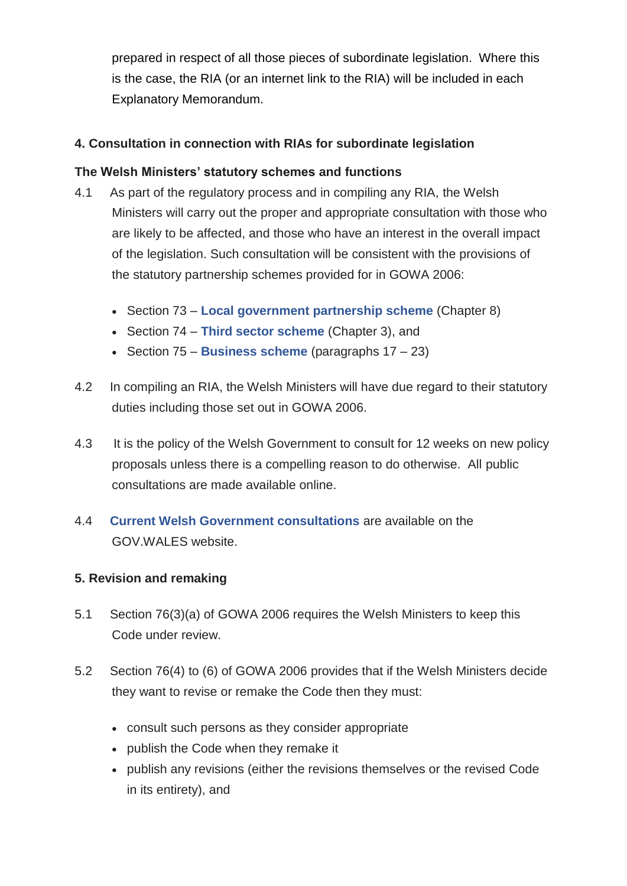prepared in respect of all those pieces of subordinate legislation. Where this is the case, the RIA (or an internet link to the RIA) will be included in each Explanatory Memorandum.

## 4. Consultation in connection with RIAs for subordinate legislation

### The Welsh Ministers' statutory schemes and functions

4.1 As part of the regulatory process and in compiling any RIA, the Welsh Ministers will carry out the proper and appropriate consultation with those who are likely to be affected, and those who have an interest in the overall impact of the legislation. Such consultation will be consistent with the provisions of the statutory partnership schemes provided for in GOWA 2006:

- Section 73 – **Local government partnership scheme** (Chapter 8)
- Section 74 – **Third sector scheme** (Chapter 3), and
- Section 75 – **Business scheme** (paragraphs 17 – 23)

4.2 In compiling an RIA, the Welsh Ministers will have due regard to their statutory duties including those set out in GOWA 2006.

4.3 It is the policy of the Welsh Government to consult for 12 weeks on new policy proposals unless there is a compelling reason to do otherwise. All public consultations are made available online.

4.4 **Current Welsh Government consultations** are available on the GOV.WALES website.

## 5. Revision and remaking

5.1 Section 76(3)(a) of GOWA 2006 requires the Welsh Ministers to keep this Code under review.

5.2 Section 76(4) to (6) of GOWA 2006 provides that if the Welsh Ministers decide they want to revise or remake the Code then they must:

- consult such persons as they consider appropriate
- publish the Code when they remake it
- publish any revisions (either the revisions themselves or the revised Code in its entirety), and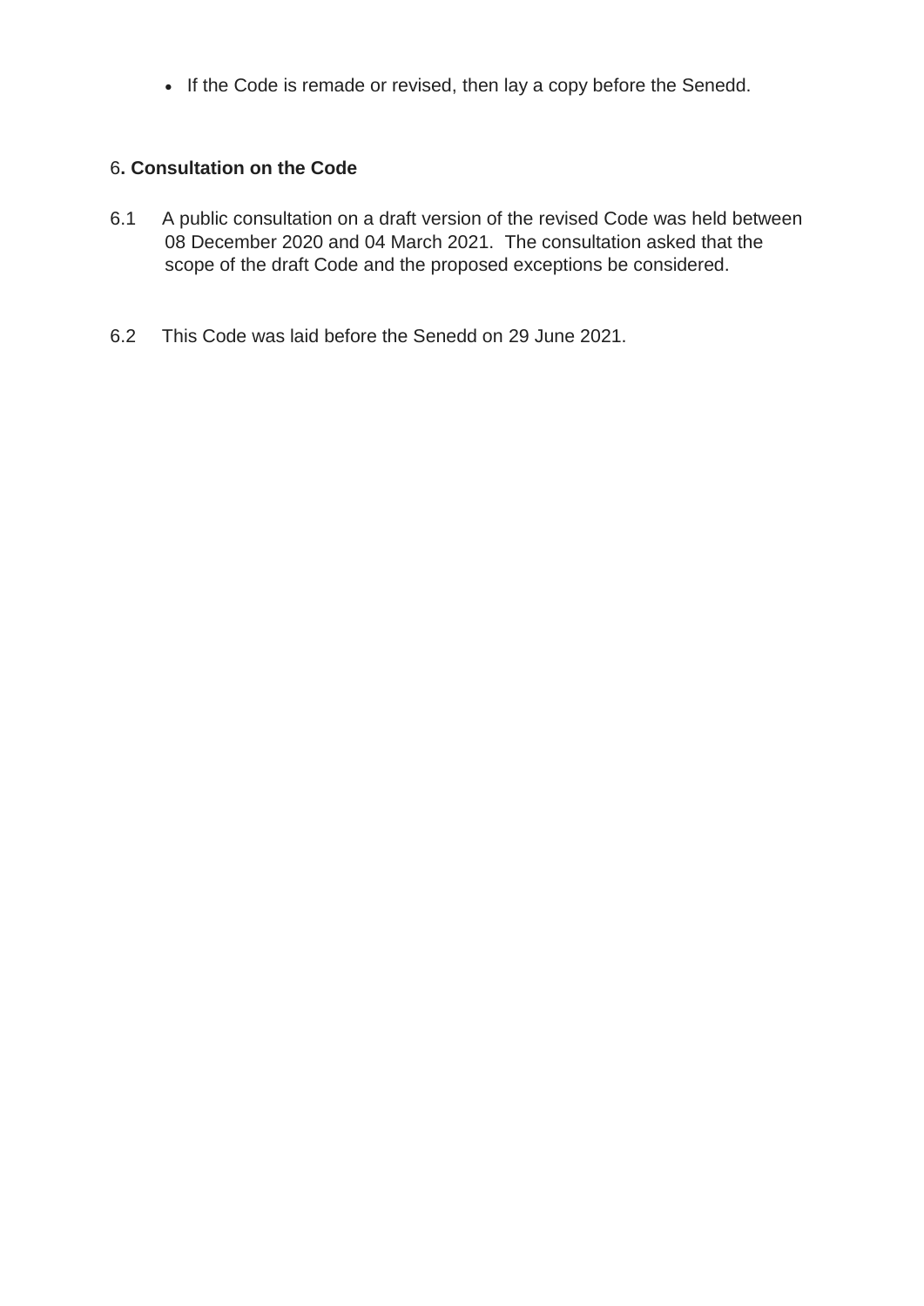- If the Code is remade or revised, then lay a copy before the Senedd.

## 6. Consultation on the Code

6.1 A public consultation on a draft version of the revised Code was held between 08 December 2020 and 04 March 2021. The consultation asked that the scope of the draft Code and the proposed exceptions be considered.

6.2 This Code was laid before the Senedd on 29 June 2021.